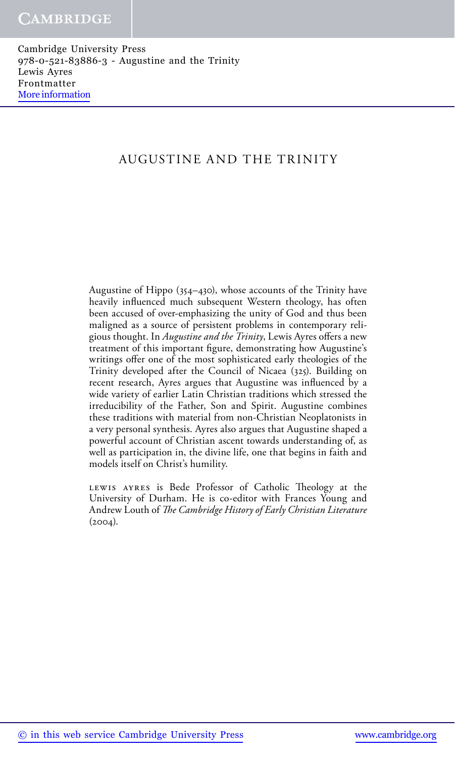# AUGUSTINE AND THE TRINITY

Augustine of Hippo (354–430), whose accounts of the Trinity have heavily influenced much subsequent Western theology, has often been accused of over-emphasizing the unity of God and thus been maligned as a source of persistent problems in contemporary religious thought. In *Augustine and the Trinity*, Lewis Ayres offers a new treatment of this important figure, demonstrating how Augustine's writings offer one of the most sophisticated early theologies of the Trinity developed after the Council of Nicaea (325). Building on recent research, Ayres argues that Augustine was influenced by a wide variety of earlier Latin Christian traditions which stressed the irreducibility of the Father, Son and Spirit. Augustine combines these traditions with material from non-Christian Neoplatonists in a very personal synthesis. Ayres also argues that Augustine shaped a powerful account of Christian ascent towards understanding of, as well as participation in, the divine life, one that begins in faith and models itself on Christ's humility.

LEWIS AYRES is Bede Professor of Catholic Theology at the University of Durham. He is co-editor with Frances Young and Andrew Louth of *The Cambridge History of Early Christian Literature* (2004).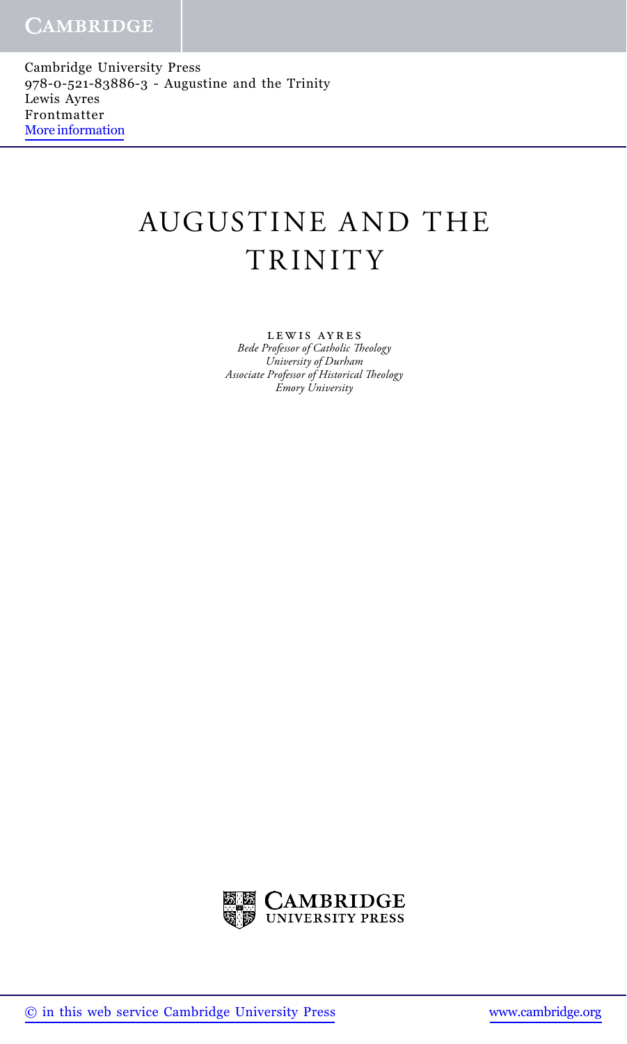# AUGUSTINE AND THE TRINITY

LEWIS AYRES

*Bede Professor of Catholic Theology*
*University of Durham*
*Associate Professor of Historical Theology*
*Emory University*

CAMBRIDGE UNIVERSITY PRESS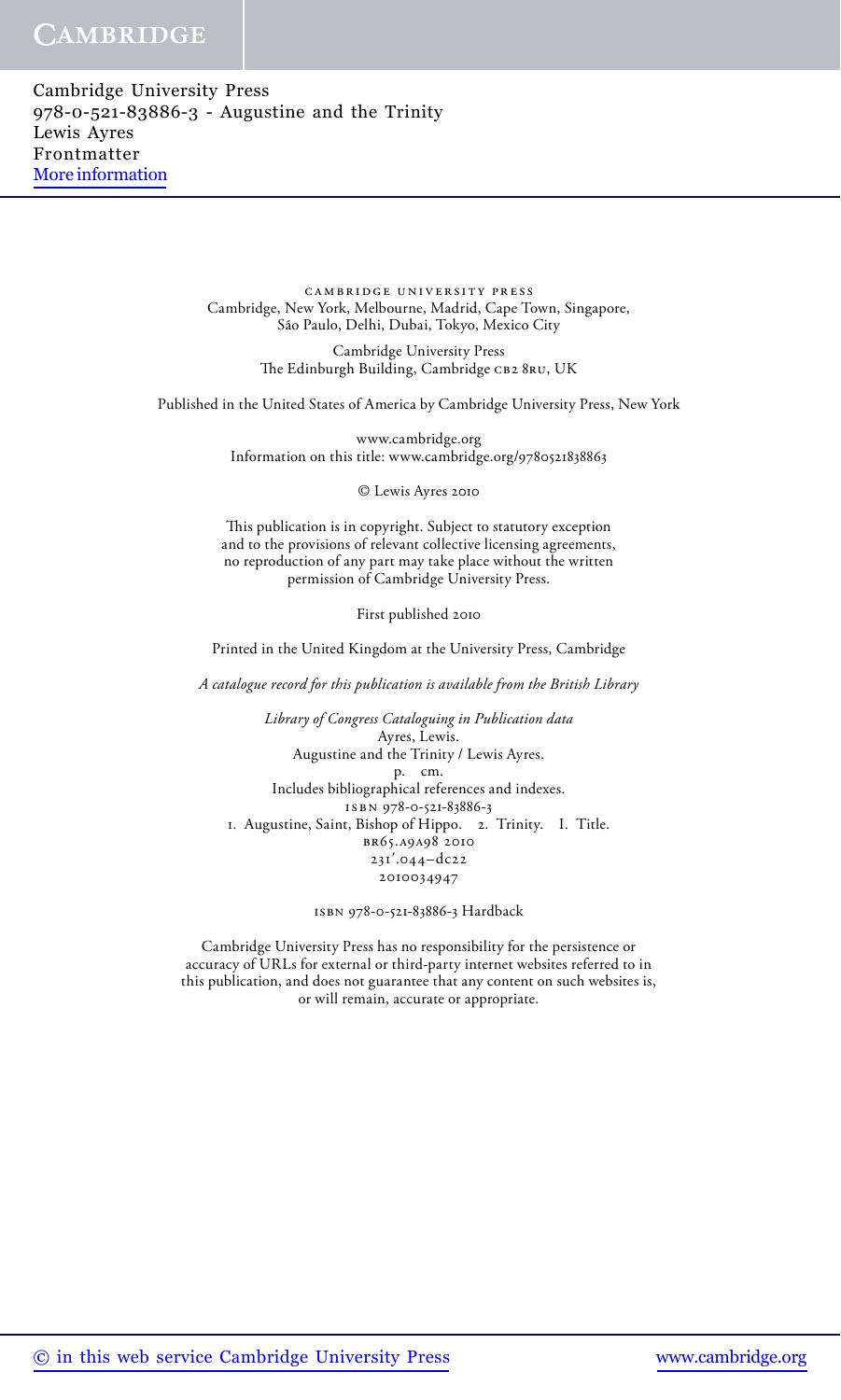cambridge university press
Cambridge, New York, Melbourne, Madrid, Cape Town, Singapore,
São Paulo, Delhi, Dubai, Tokyo, Mexico City

Cambridge University Press
The Edinburgh Building, Cambridge cb2 8ru, UK

Published in the United States of America by Cambridge University Press, New York

www.cambridge.org
Information on this title: www.cambridge.org/9780521838863

© Lewis Ayres 2010

This publication is in copyright. Subject to statutory exception
and to the provisions of relevant collective licensing agreements,
no reproduction of any part may take place without the written
permission of Cambridge University Press.

First published 2010

Printed in the United Kingdom at the University Press, Cambridge

*A catalogue record for this publication is available from the British Library*

*Library of Congress Cataloguing in Publication data*
Ayres, Lewis.
Augustine and the Trinity / Lewis Ayres.
p. cm.
Includes bibliographical references and indexes.
isbn 978-0-521-83886-3
1. Augustine, Saint, Bishop of Hippo. 2. Trinity. I. Title.
br65.a9a98 2010
231′.044–dc22
2010034947

isbn 978-0-521-83886-3 Hardback

Cambridge University Press has no responsibility for the persistence or
accuracy of URLs for external or third-party internet websites referred to in
this publication, and does not guarantee that any content on such websites is,
or will remain, accurate or appropriate.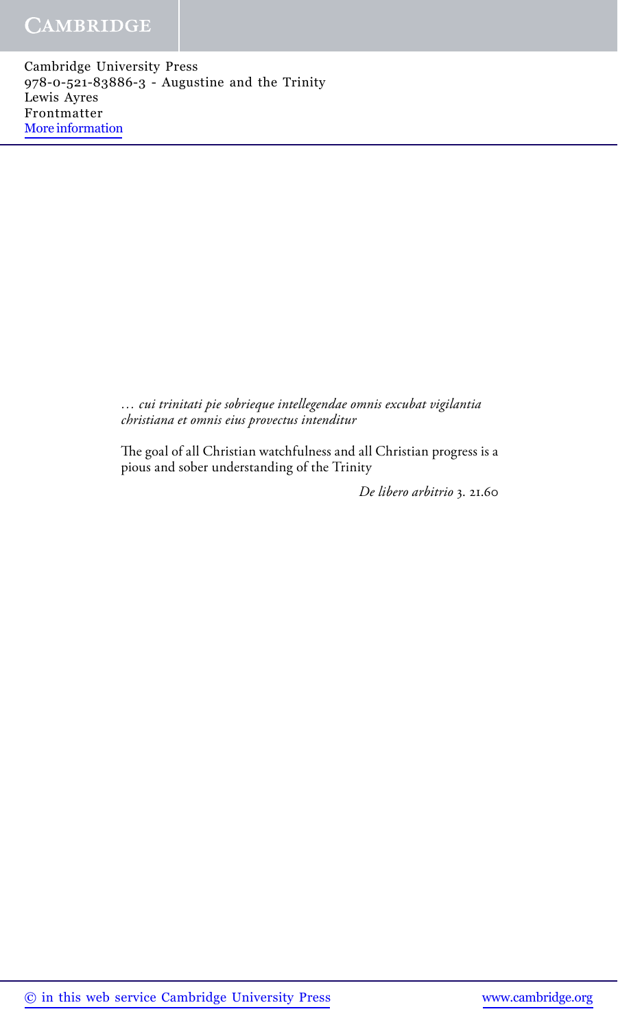*… cui trinitati pie sobrieque intellegendae omnis excubat vigilantia christiana et omnis eius provectus intenditur*

The goal of all Christian watchfulness and all Christian progress is a pious and sober understanding of the Trinity

*De libero arbitrio* 3. 21.60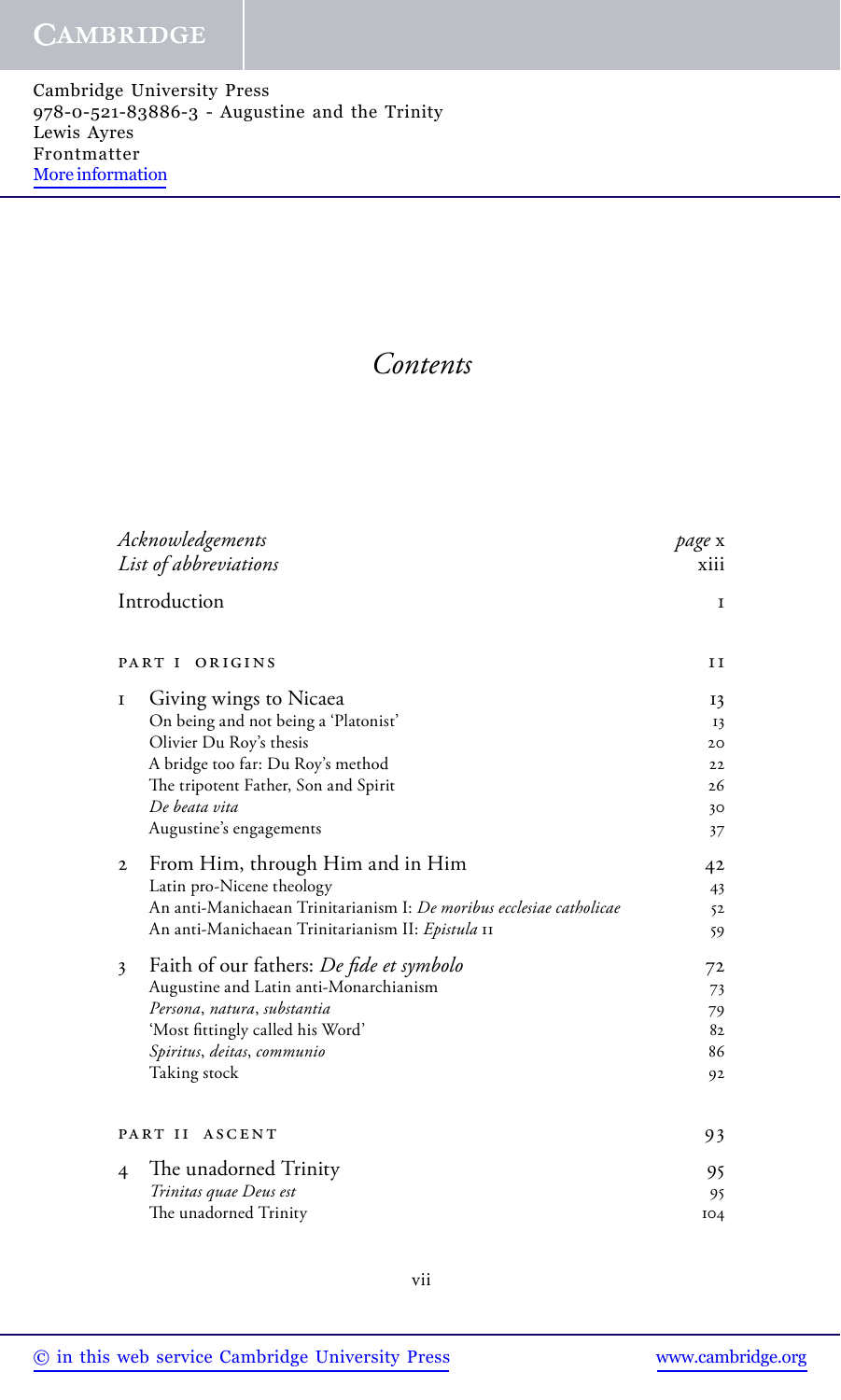# *Contents*

*Acknowledgements* — *page* x
*List of abbreviations* — xiii

Introduction — 1

## PART I ORIGINS — 11

**1 Giving wings to Nicaea** — 13
- On being and not being a 'Platonist' — 13
- Olivier Du Roy's thesis — 20
- A bridge too far: Du Roy's method — 22
- The tripotent Father, Son and Spirit — 26
- *De beata vita* — 30
- Augustine's engagements — 37

**2 From Him, through Him and in Him** — 42
- Latin pro-Nicene theology — 43
- An anti-Manichaean Trinitarianism I: *De moribus ecclesiae catholicae* — 52
- An anti-Manichaean Trinitarianism II: *Epistula* 11 — 59

**3 Faith of our fathers: *De fide et symbolo*** — 72
- Augustine and Latin anti-Monarchianism — 73
- *Persona*, *natura*, *substantia* — 79
- 'Most fittingly called his Word' — 82
- *Spiritus*, *deitas*, *communio* — 86
- Taking stock — 92

## PART II ASCENT — 93

**4 The unadorned Trinity** — 95
- *Trinitas quae Deus est* — 95
- The unadorned Trinity — 104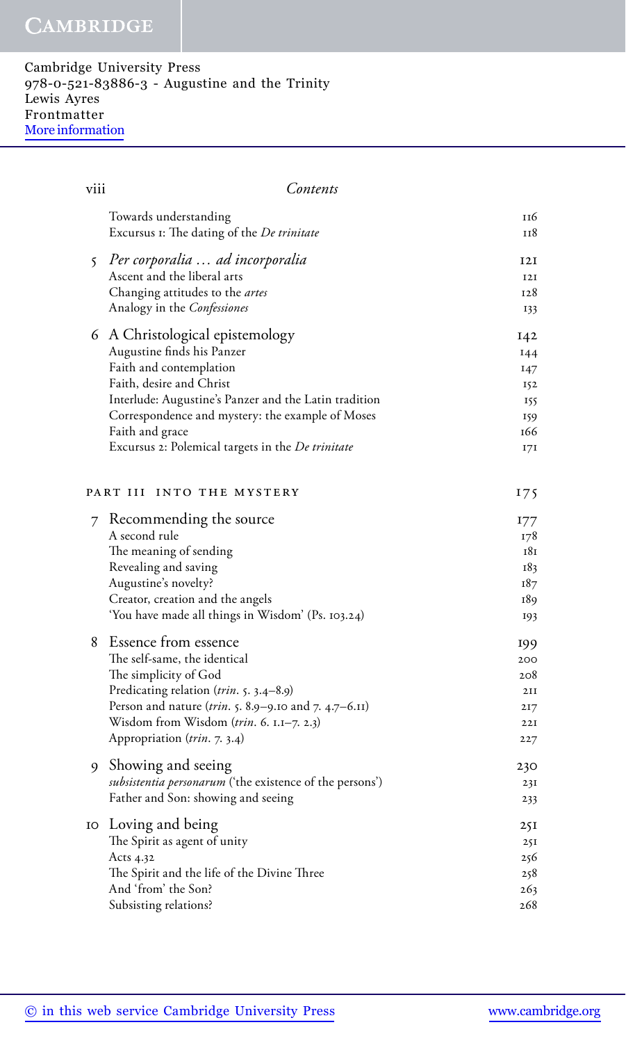Towards understanding 116
Excursus 1: The dating of the *De trinitate* 118

5 *Per corporalia … ad incorporalia* 121
Ascent and the liberal arts 121
Changing attitudes to the *artes* 128
Analogy in the *Confessiones* 133

6 A Christological epistemology 142
Augustine finds his Panzer 144
Faith and contemplation 147
Faith, desire and Christ 152
Interlude: Augustine's Panzer and the Latin tradition 155
Correspondence and mystery: the example of Moses 159
Faith and grace 166
Excursus 2: Polemical targets in the *De trinitate* 171

PART III INTO THE MYSTERY 175

7 Recommending the source 177
A second rule 178
The meaning of sending 181
Revealing and saving 183
Augustine's novelty? 187
Creator, creation and the angels 189
'You have made all things in Wisdom' (Ps. 103.24) 193

8 Essence from essence 199
The self-same, the identical 200
The simplicity of God 208
Predicating relation (*trin.* 5. 3.4–8.9) 211
Person and nature (*trin.* 5. 8.9–9.10 and 7. 4.7–6.11) 217
Wisdom from Wisdom (*trin.* 6. 1.1–7. 2.3) 221
Appropriation (*trin.* 7. 3.4) 227

9 Showing and seeing 230
*subsistentia personarum* ('the existence of the persons') 231
Father and Son: showing and seeing 233

10 Loving and being 251
The Spirit as agent of unity 251
Acts 4.32 256
The Spirit and the life of the Divine Three 258
And 'from' the Son? 263
Subsisting relations? 268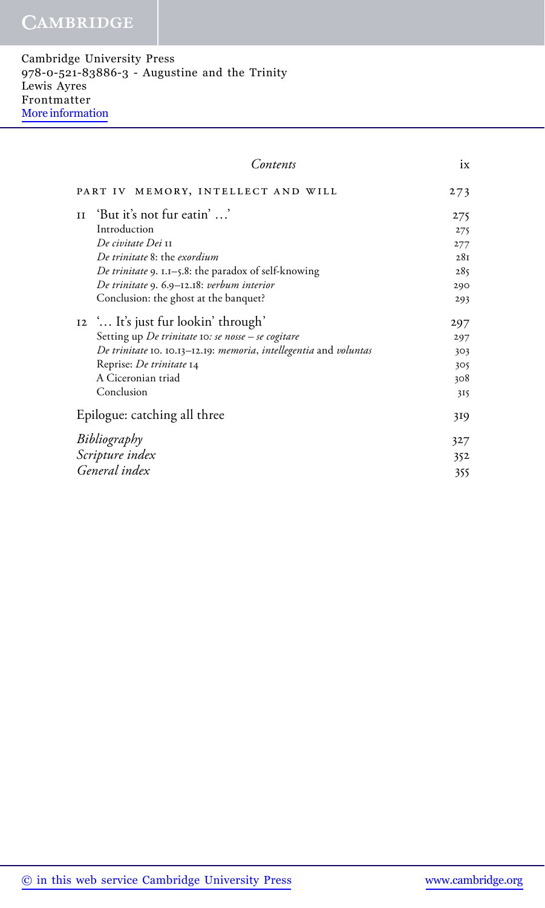## Contents

| | |
|---|---|
| PART IV MEMORY, INTELLECT AND WILL | 273 |
| 11 'But it's not fur eatin' ...' | 275 |
| Introduction | 275 |
| *De civitate Dei* 11 | 277 |
| *De trinitate* 8: the *exordium* | 281 |
| *De trinitate* 9. 1.1–5.8: the paradox of self-knowing | 285 |
| *De trinitate* 9. 6.9–12.18: *verbum interior* | 290 |
| Conclusion: the ghost at the banquet? | 293 |
| 12 '... It's just fur lookin' through' | 297 |
| Setting up *De trinitate* 10*: se nosse – se cogitare* | 297 |
| *De trinitate* 10. 10.13–12.19: *memoria*, *intellegentia* and *voluntas* | 303 |
| Reprise: *De trinitate* 14 | 305 |
| A Ciceronian triad | 308 |
| Conclusion | 315 |
| Epilogue: catching all three | 319 |
| *Bibliography* | 327 |
| *Scripture index* | 352 |
| *General index* | 355 |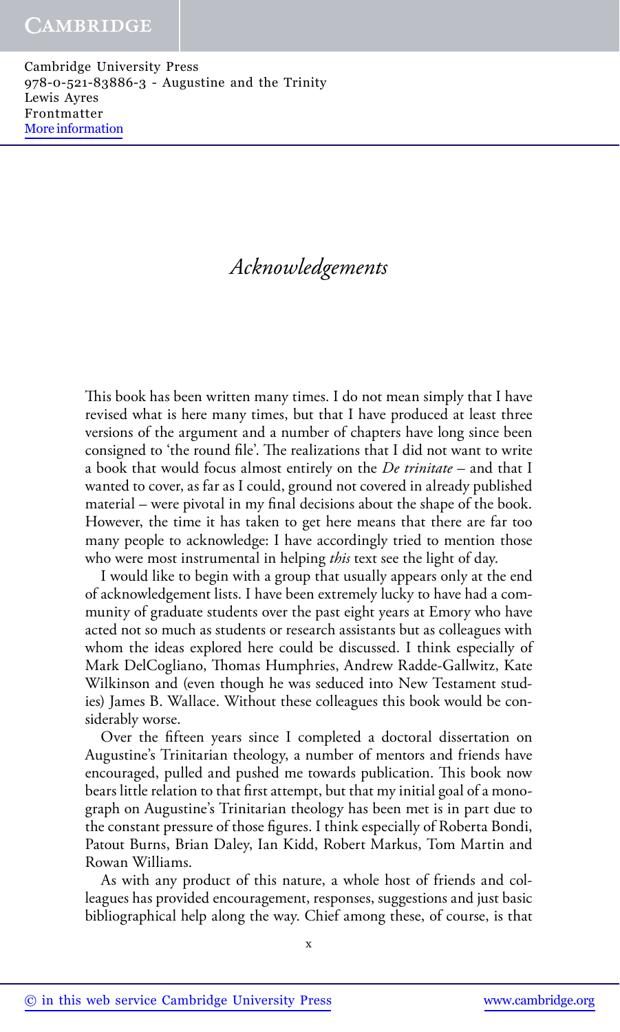# *Acknowledgements*

This book has been written many times. I do not mean simply that I have revised what is here many times, but that I have produced at least three versions of the argument and a number of chapters have long since been consigned to 'the round file'. The realizations that I did not want to write a book that would focus almost entirely on the *De trinitate* – and that I wanted to cover, as far as I could, ground not covered in already published material – were pivotal in my final decisions about the shape of the book. However, the time it has taken to get here means that there are far too many people to acknowledge: I have accordingly tried to mention those who were most instrumental in helping *this* text see the light of day.

I would like to begin with a group that usually appears only at the end of acknowledgement lists. I have been extremely lucky to have had a community of graduate students over the past eight years at Emory who have acted not so much as students or research assistants but as colleagues with whom the ideas explored here could be discussed. I think especially of Mark DelCogliano, Thomas Humphries, Andrew Radde-Gallwitz, Kate Wilkinson and (even though he was seduced into New Testament studies) James B. Wallace. Without these colleagues this book would be considerably worse.

Over the fifteen years since I completed a doctoral dissertation on Augustine's Trinitarian theology, a number of mentors and friends have encouraged, pulled and pushed me towards publication. This book now bears little relation to that first attempt, but that my initial goal of a monograph on Augustine's Trinitarian theology has been met is in part due to the constant pressure of those figures. I think especially of Roberta Bondi, Patout Burns, Brian Daley, Ian Kidd, Robert Markus, Tom Martin and Rowan Williams.

As with any product of this nature, a whole host of friends and colleagues has provided encouragement, responses, suggestions and just basic bibliographical help along the way. Chief among these, of course, is that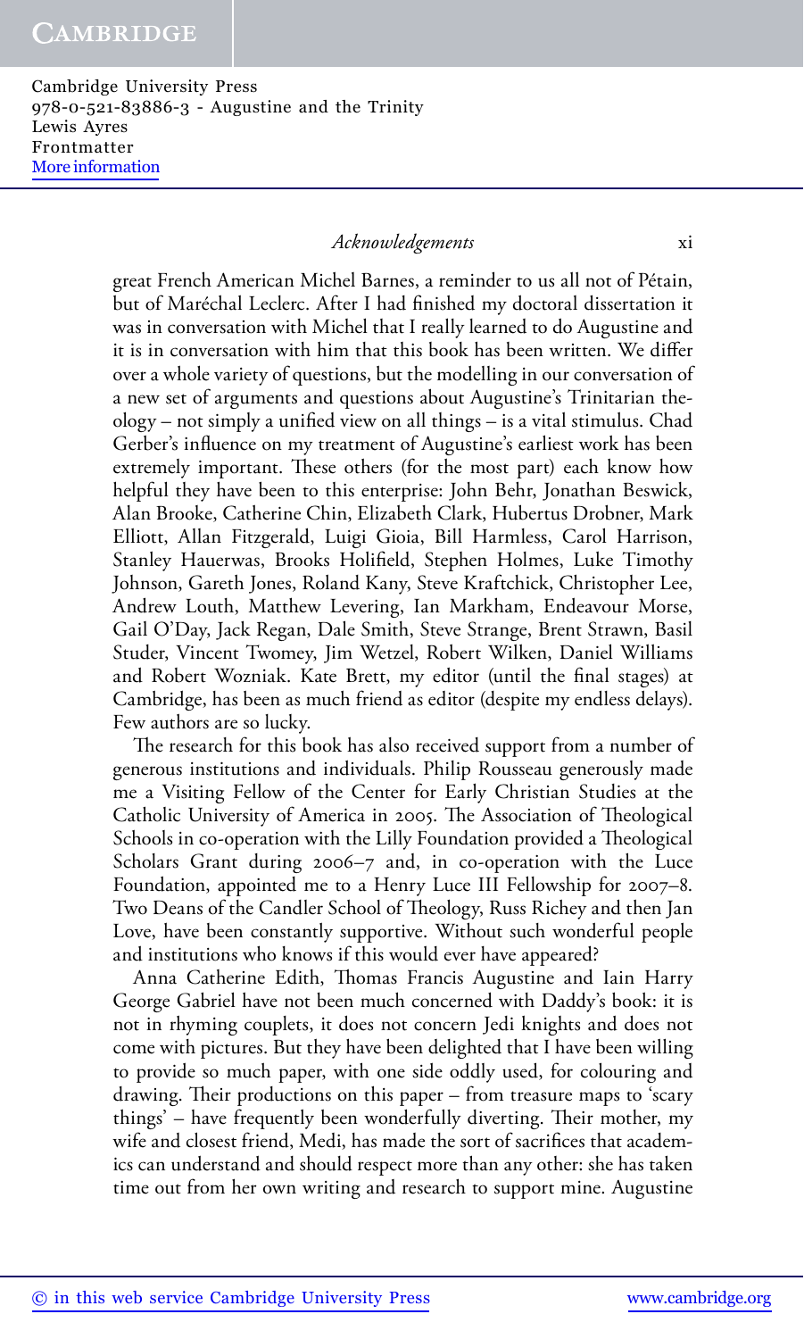great French American Michel Barnes, a reminder to us all not of Pétain, but of Maréchal Leclerc. After I had finished my doctoral dissertation it was in conversation with Michel that I really learned to do Augustine and it is in conversation with him that this book has been written. We differ over a whole variety of questions, but the modelling in our conversation of a new set of arguments and questions about Augustine's Trinitarian theology – not simply a unified view on all things – is a vital stimulus. Chad Gerber's influence on my treatment of Augustine's earliest work has been extremely important. These others (for the most part) each know how helpful they have been to this enterprise: John Behr, Jonathan Beswick, Alan Brooke, Catherine Chin, Elizabeth Clark, Hubertus Drobner, Mark Elliott, Allan Fitzgerald, Luigi Gioia, Bill Harmless, Carol Harrison, Stanley Hauerwas, Brooks Holifield, Stephen Holmes, Luke Timothy Johnson, Gareth Jones, Roland Kany, Steve Kraftchick, Christopher Lee, Andrew Louth, Matthew Levering, Ian Markham, Endeavour Morse, Gail O'Day, Jack Regan, Dale Smith, Steve Strange, Brent Strawn, Basil Studer, Vincent Twomey, Jim Wetzel, Robert Wilken, Daniel Williams and Robert Wozniak. Kate Brett, my editor (until the final stages) at Cambridge, has been as much friend as editor (despite my endless delays). Few authors are so lucky.

The research for this book has also received support from a number of generous institutions and individuals. Philip Rousseau generously made me a Visiting Fellow of the Center for Early Christian Studies at the Catholic University of America in 2005. The Association of Theological Schools in co-operation with the Lilly Foundation provided a Theological Scholars Grant during 2006–7 and, in co-operation with the Luce Foundation, appointed me to a Henry Luce III Fellowship for 2007–8. Two Deans of the Candler School of Theology, Russ Richey and then Jan Love, have been constantly supportive. Without such wonderful people and institutions who knows if this would ever have appeared?

Anna Catherine Edith, Thomas Francis Augustine and Iain Harry George Gabriel have not been much concerned with Daddy's book: it is not in rhyming couplets, it does not concern Jedi knights and does not come with pictures. But they have been delighted that I have been willing to provide so much paper, with one side oddly used, for colouring and drawing. Their productions on this paper – from treasure maps to 'scary things' – have frequently been wonderfully diverting. Their mother, my wife and closest friend, Medi, has made the sort of sacrifices that academics can understand and should respect more than any other: she has taken time out from her own writing and research to support mine. Augustine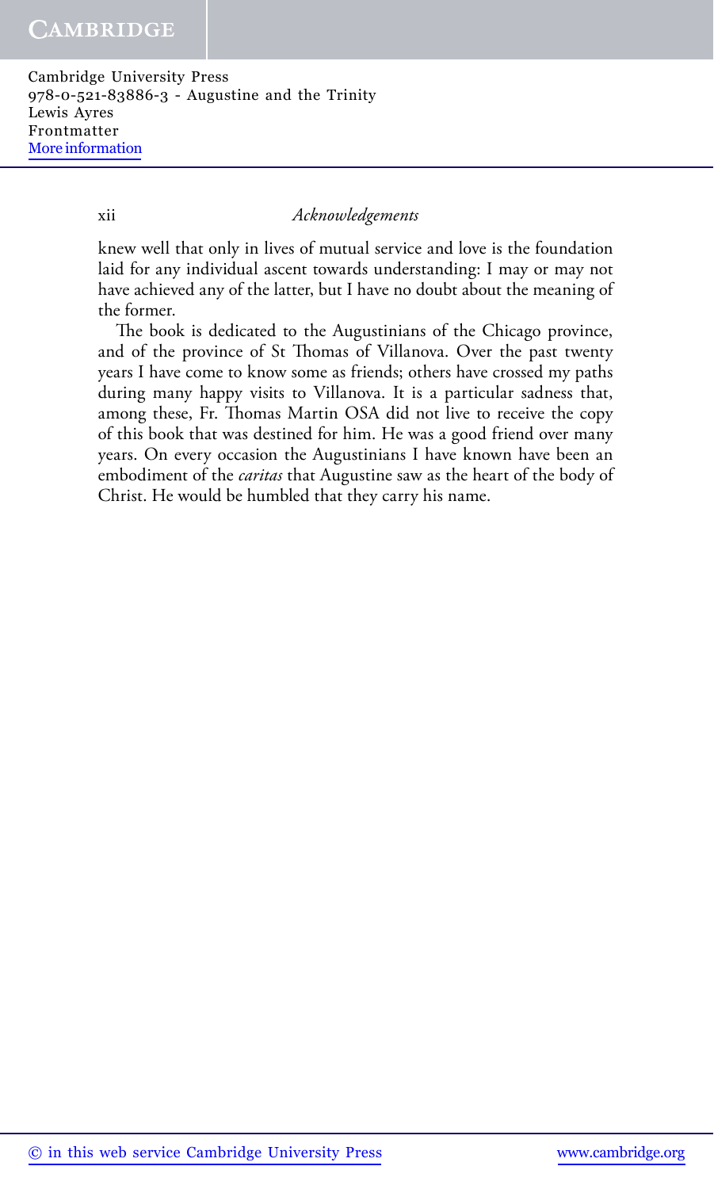knew well that only in lives of mutual service and love is the foundation laid for any individual ascent towards understanding: I may or may not have achieved any of the latter, but I have no doubt about the meaning of the former.

The book is dedicated to the Augustinians of the Chicago province, and of the province of St Thomas of Villanova. Over the past twenty years I have come to know some as friends; others have crossed my paths during many happy visits to Villanova. It is a particular sadness that, among these, Fr. Thomas Martin OSA did not live to receive the copy of this book that was destined for him. He was a good friend over many years. On every occasion the Augustinians I have known have been an embodiment of the *caritas* that Augustine saw as the heart of the body of Christ. He would be humbled that they carry his name.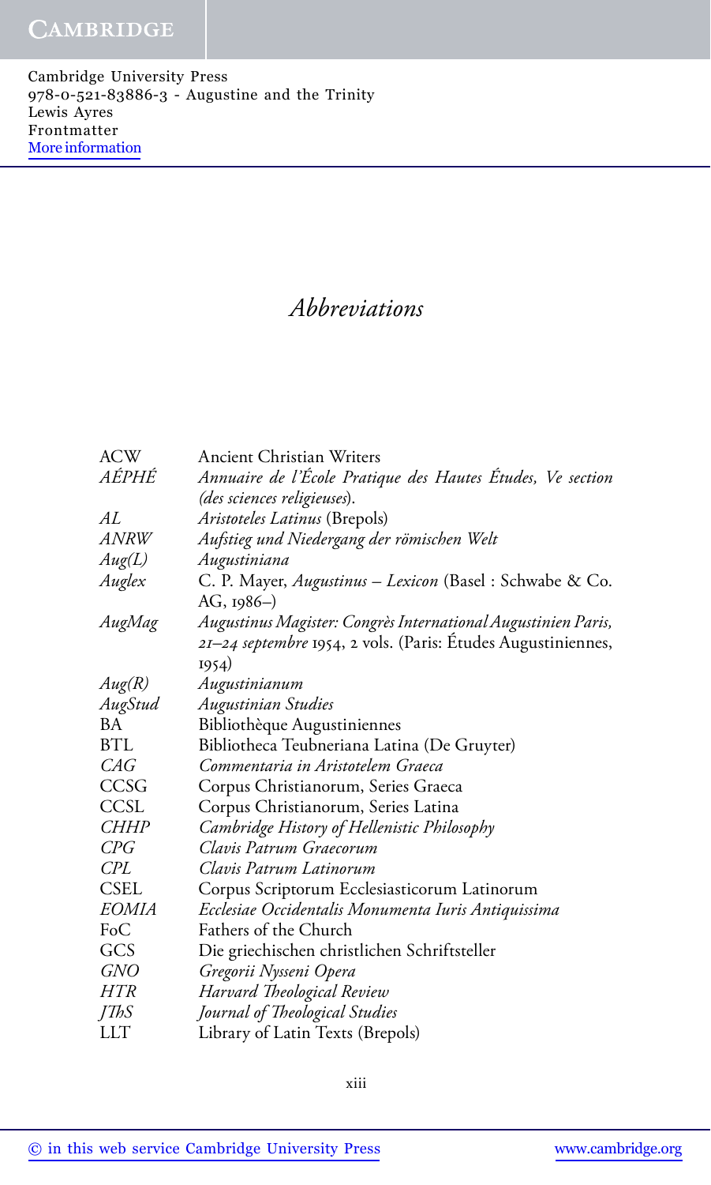# Abbreviations

| | |
|---|---|
| ACW | Ancient Christian Writers |
| *AÉPHÉ* | *Annuaire de l'École Pratique des Hautes Études, Ve section (des sciences religieuses).* |
| *AL* | *Aristoteles Latinus* (Brepols) |
| *ANRW* | *Aufstieg und Niedergang der römischen Welt* |
| *Aug(L)* | *Augustiniana* |
| *Auglex* | C. P. Mayer, *Augustinus – Lexicon* (Basel : Schwabe & Co. AG, 1986–) |
| *AugMag* | *Augustinus Magister: Congrès International Augustinien Paris, 21–24 septembre* 1954, 2 vols. (Paris: Études Augustiniennes, 1954) |
| *Aug(R)* | *Augustinianum* |
| *AugStud* | *Augustinian Studies* |
| BA | Bibliothèque Augustiniennes |
| BTL | Bibliotheca Teubneriana Latina (De Gruyter) |
| *CAG* | *Commentaria in Aristotelem Graeca* |
| CCSG | Corpus Christianorum, Series Graeca |
| CCSL | Corpus Christianorum, Series Latina |
| *CHHP* | *Cambridge History of Hellenistic Philosophy* |
| *CPG* | *Clavis Patrum Graecorum* |
| *CPL* | *Clavis Patrum Latinorum* |
| CSEL | Corpus Scriptorum Ecclesiasticorum Latinorum |
| *EOMIA* | *Ecclesiae Occidentalis Monumenta Iuris Antiquissima* |
| FoC | Fathers of the Church |
| GCS | Die griechischen christlichen Schriftsteller |
| *GNO* | *Gregorii Nysseni Opera* |
| *HTR* | *Harvard Theological Review* |
| *JThS* | *Journal of Theological Studies* |
| LLT | Library of Latin Texts (Brepols) |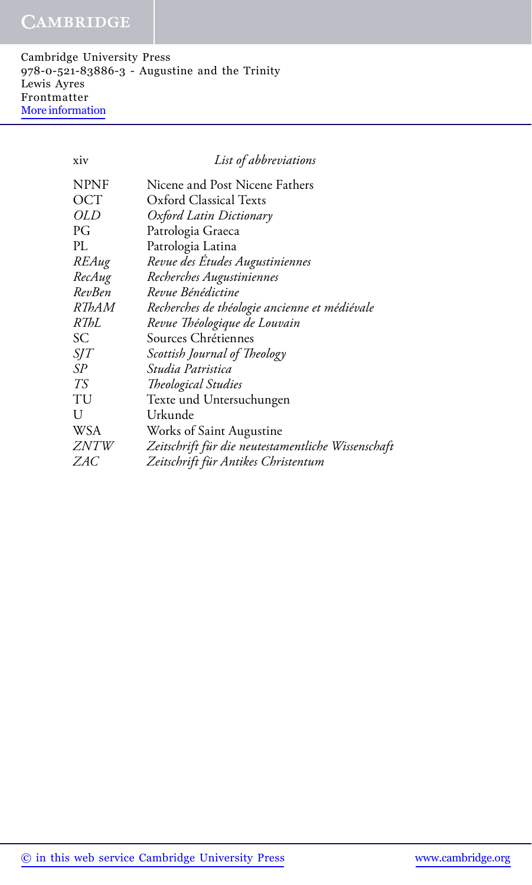| | |
|---|---|
| NPNF | Nicene and Post Nicene Fathers |
| OCT | Oxford Classical Texts |
| *OLD* | *Oxford Latin Dictionary* |
| PG | Patrologia Graeca |
| PL | Patrologia Latina |
| *REAug* | *Revue des Études Augustiniennes* |
| *RecAug* | *Recherches Augustiniennes* |
| *RevBen* | *Revue Bénédictine* |
| *RThAM* | *Recherches de théologie ancienne et médiévale* |
| *RThL* | *Revue Théologique de Louvain* |
| SC | Sources Chrétiennes |
| *SJT* | *Scottish Journal of Theology* |
| *SP* | *Studia Patristica* |
| *TS* | *Theological Studies* |
| TU | Texte und Untersuchungen |
| U | Urkunde |
| WSA | Works of Saint Augustine |
| *ZNTW* | *Zeitschrift für die neutestamentliche Wissenschaft* |
| *ZAC* | *Zeitschrift für Antikes Christentum* |